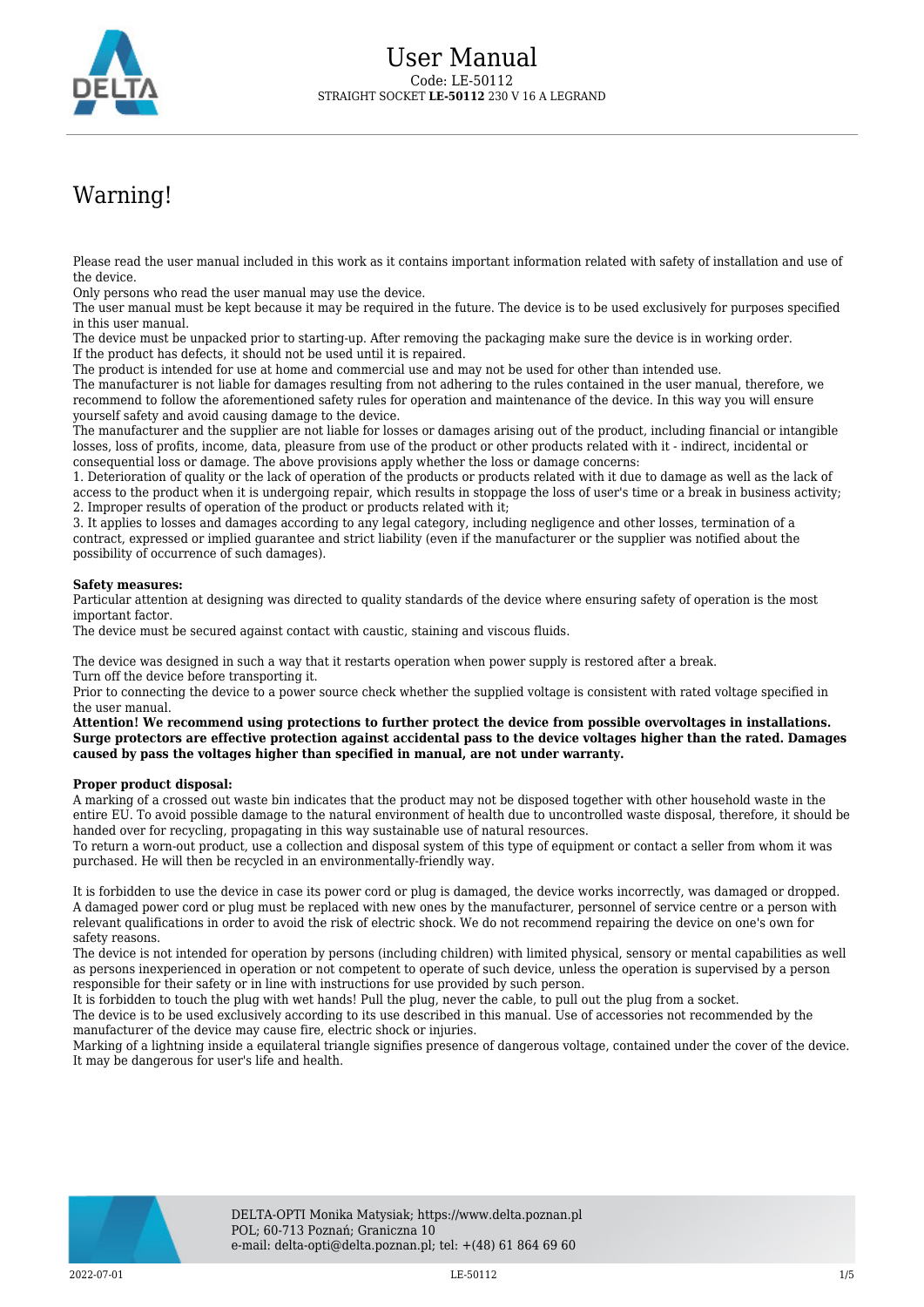# User Manual

Code: LE-50112

STRAIGHT SOCKET **LE-50112** 230 V 16 A LEGRAND

## Warning!

Please read the user manual included in this work as it contains important information related with safety of installation and use of the device.

Only persons who read the user manual may use the device.

The user manual must be kept because it may be required in the future. The device is to be used exclusively for purposes specified in this user manual.

The device must be unpacked prior to starting-up. After removing the packaging make sure the device is in working order.

If the product has defects, it should not be used until it is repaired.

The product is intended for use at home and commercial use and may not be used for other than intended use.

The manufacturer is not liable for damages resulting from not adhering to the rules contained in the user manual, therefore, we recommend to follow the aforementioned safety rules for operation and maintenance of the device. In this way you will ensure yourself safety and avoid causing damage to the device.

The manufacturer and the supplier are not liable for losses or damages arising out of the product, including financial or intangible losses, loss of profits, income, data, pleasure from use of the product or other products related with it - indirect, incidental or consequential loss or damage. The above provisions apply whether the loss or damage concerns:

1. Deterioration of quality or the lack of operation of the products or products related with it due to damage as well as the lack of access to the product when it is undergoing repair, which results in stoppage the loss of user's time or a break in business activity;
2. Improper results of operation of the product or products related with it;
3. It applies to losses and damages according to any legal category, including negligence and other losses, termination of a contract, expressed or implied guarantee and strict liability (even if the manufacturer or the supplier was notified about the possibility of occurrence of such damages).

**Safety measures:**

Particular attention at designing was directed to quality standards of the device where ensuring safety of operation is the most important factor.

The device must be secured against contact with caustic, staining and viscous fluids.

The device was designed in such a way that it restarts operation when power supply is restored after a break.

Turn off the device before transporting it.

Prior to connecting the device to a power source check whether the supplied voltage is consistent with rated voltage specified in the user manual.

**Attention! We recommend using protections to further protect the device from possible overvoltages in installations. Surge protectors are effective protection against accidental pass to the device voltages higher than the rated. Damages caused by pass the voltages higher than specified in manual, are not under warranty.**

**Proper product disposal:**

A marking of a crossed out waste bin indicates that the product may not be disposed together with other household waste in the entire EU. To avoid possible damage to the natural environment of health due to uncontrolled waste disposal, therefore, it should be handed over for recycling, propagating in this way sustainable use of natural resources.

To return a worn-out product, use a collection and disposal system of this type of equipment or contact a seller from whom it was purchased. He will then be recycled in an environmentally-friendly way.

It is forbidden to use the device in case its power cord or plug is damaged, the device works incorrectly, was damaged or dropped. A damaged power cord or plug must be replaced with new ones by the manufacturer, personnel of service centre or a person with relevant qualifications in order to avoid the risk of electric shock. We do not recommend repairing the device on one's own for safety reasons.

The device is not intended for operation by persons (including children) with limited physical, sensory or mental capabilities as well as persons inexperienced in operation or not competent to operate of such device, unless the operation is supervised by a person responsible for their safety or in line with instructions for use provided by such person.

It is forbidden to touch the plug with wet hands! Pull the plug, never the cable, to pull out the plug from a socket.

The device is to be used exclusively according to its use described in this manual. Use of accessories not recommended by the manufacturer of the device may cause fire, electric shock or injuries.

Marking of a lightning inside a equilateral triangle signifies presence of dangerous voltage, contained under the cover of the device. It may be dangerous for user's life and health.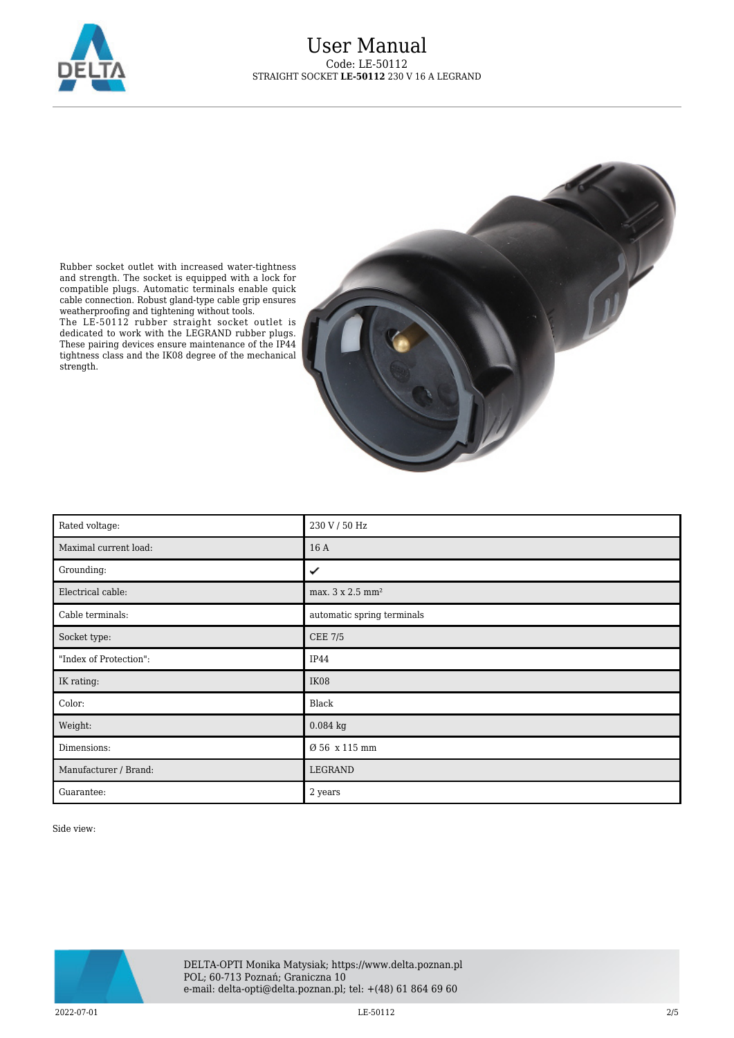# User Manual

Code: LE-50112

STRAIGHT SOCKET **LE-50112** 230 V 16 A LEGRAND

Rubber socket outlet with increased water-tightness and strength. The socket is equipped with a lock for compatible plugs. Automatic terminals enable quick cable connection. Robust gland-type cable grip ensures weatherproofing and tightening without tools.
The LE-50112 rubber straight socket outlet is dedicated to work with the LEGRAND rubber plugs. These pairing devices ensure maintenance of the IP44 tightness class and the IK08 degree of the mechanical strength.

| | |
|---|---|
| Rated voltage: | 230 V / 50 Hz |
| Maximal current load: | 16 A |
| Grounding: | ✔ |
| Electrical cable: | max. 3 x 2.5 mm² |
| Cable terminals: | automatic spring terminals |
| Socket type: | CEE 7/5 |
| "Index of Protection": | IP44 |
| IK rating: | IK08 |
| Color: | Black |
| Weight: | 0.084 kg |
| Dimensions: | Ø 56 x 115 mm |
| Manufacturer / Brand: | LEGRAND |
| Guarantee: | 2 years |

Side view:

DELTA-OPTI Monika Matysiak; https://www.delta.poznan.pl
POL; 60-713 Poznań; Graniczna 10
e-mail: delta-opti@delta.poznan.pl; tel: +(48) 61 864 69 60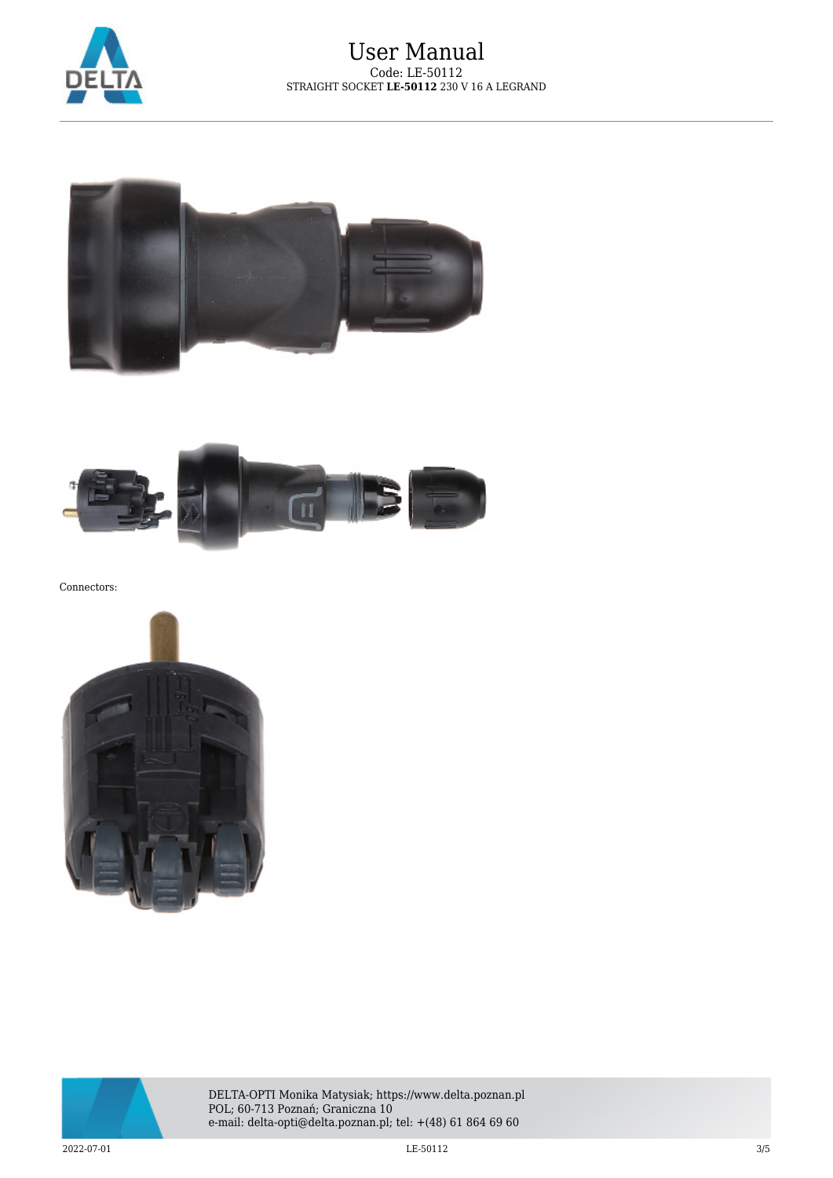Connectors: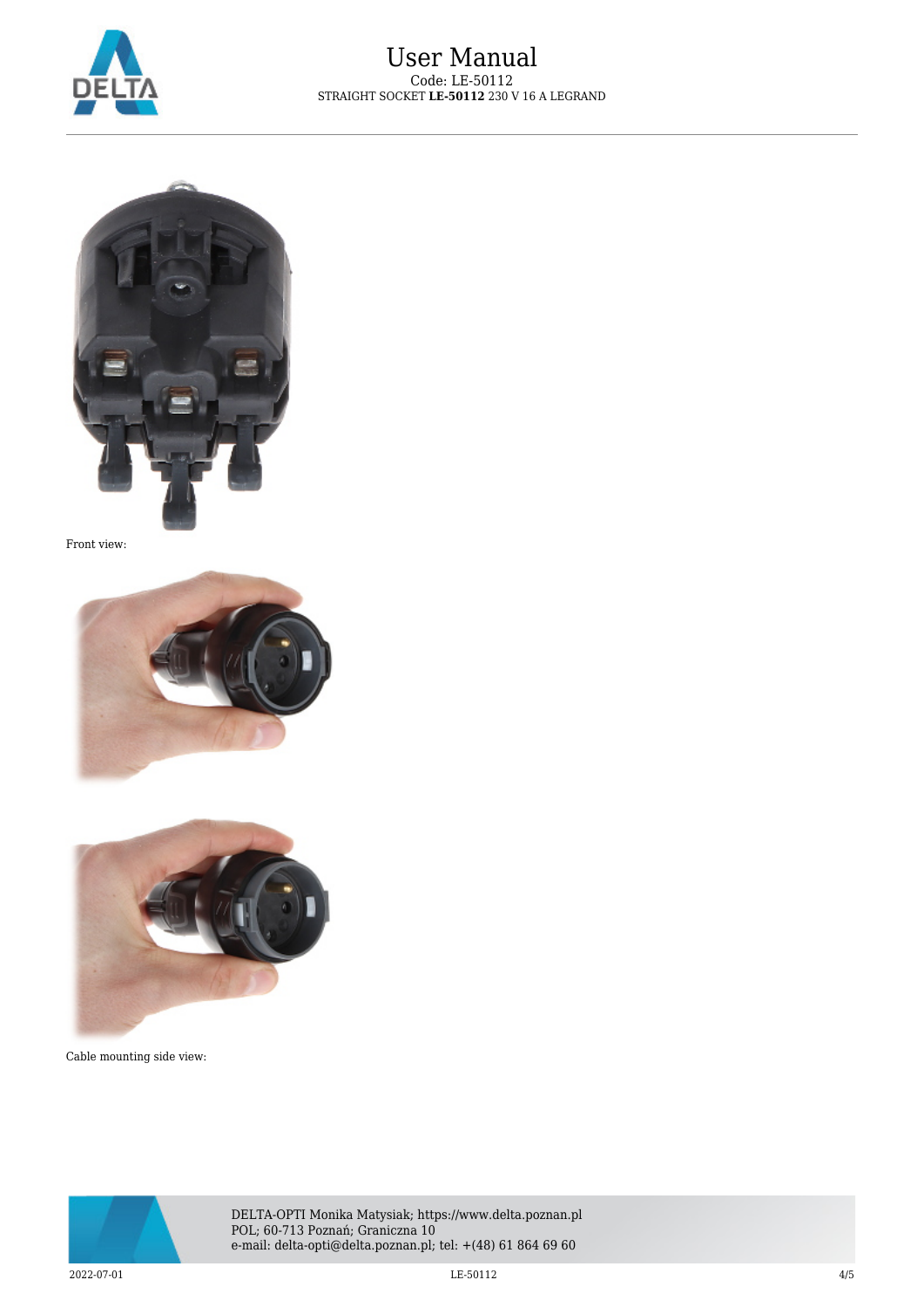Front view:

Cable mounting side view: